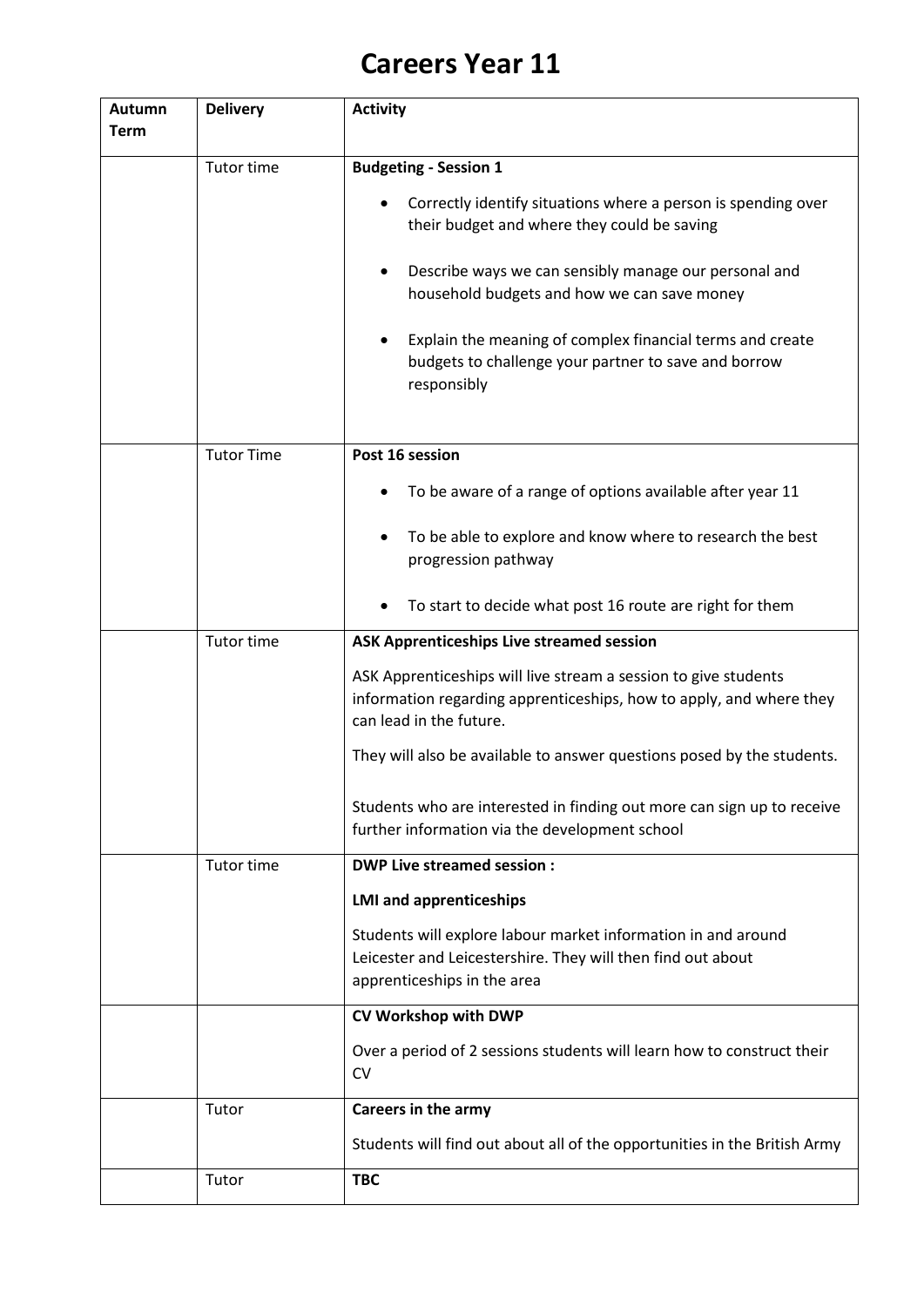# Careers Year 11

| Autumn Term | Delivery | Activity |
|---|---|---|
| | Tutor time | **Budgeting - Session 1**<br>• Correctly identify situations where a person is spending over their budget and where they could be saving<br>• Describe ways we can sensibly manage our personal and household budgets and how we can save money<br>• Explain the meaning of complex financial terms and create budgets to challenge your partner to save and borrow responsibly |
| | Tutor Time | **Post 16 session**<br>• To be aware of a range of options available after year 11<br>• To be able to explore and know where to research the best progression pathway<br>• To start to decide what post 16 route are right for them |
| | Tutor time | **ASK Apprenticeships Live streamed session**<br>ASK Apprenticeships will live stream a session to give students information regarding apprenticeships, how to apply, and where they can lead in the future.<br>They will also be available to answer questions posed by the students.<br>Students who are interested in finding out more can sign up to receive further information via the development school |
| | Tutor time | **DWP Live streamed session :**<br>**LMI and apprenticeships**<br>Students will explore labour market information in and around Leicester and Leicestershire. They will then find out about apprenticeships in the area |
| | | **CV Workshop with DWP**<br>Over a period of 2 sessions students will learn how to construct their CV |
| | Tutor | **Careers in the army**<br>Students will find out about all of the opportunities in the British Army |
| | Tutor | **TBC** |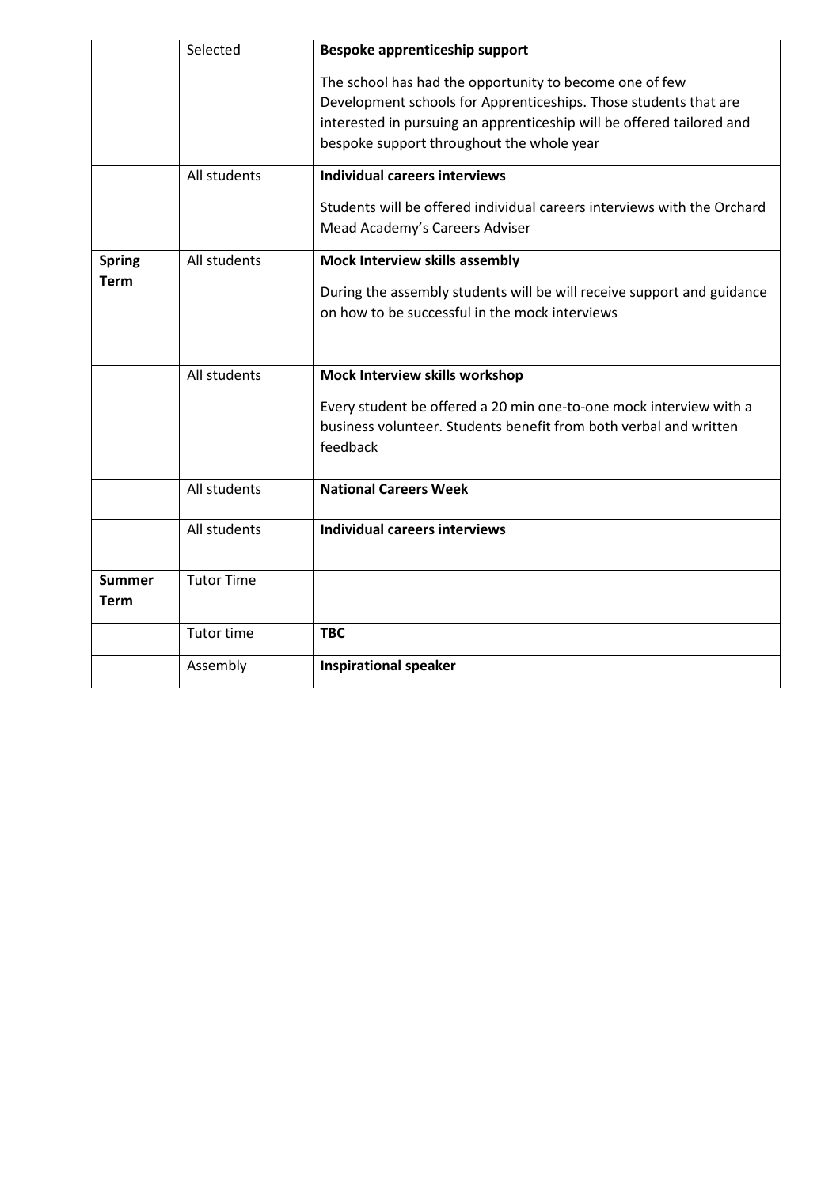| | | |
|---|---|---|
| | Selected | **Bespoke apprenticeship support**<br><br>The school has had the opportunity to become one of few Development schools for Apprenticeships. Those students that are interested in pursuing an apprenticeship will be offered tailored and bespoke support throughout the whole year |
| | All students | **Individual careers interviews**<br><br>Students will be offered individual careers interviews with the Orchard Mead Academy's Careers Adviser |
| **Spring Term** | All students | **Mock Interview skills assembly**<br><br>During the assembly students will be will receive support and guidance on how to be successful in the mock interviews |
| | All students | **Mock Interview skills workshop**<br><br>Every student be offered a 20 min one-to-one mock interview with a business volunteer. Students benefit from both verbal and written feedback |
| | All students | **National Careers Week** |
| | All students | **Individual careers interviews** |
| **Summer Term** | Tutor Time | |
| | Tutor time | **TBC** |
| | Assembly | **Inspirational speaker** |